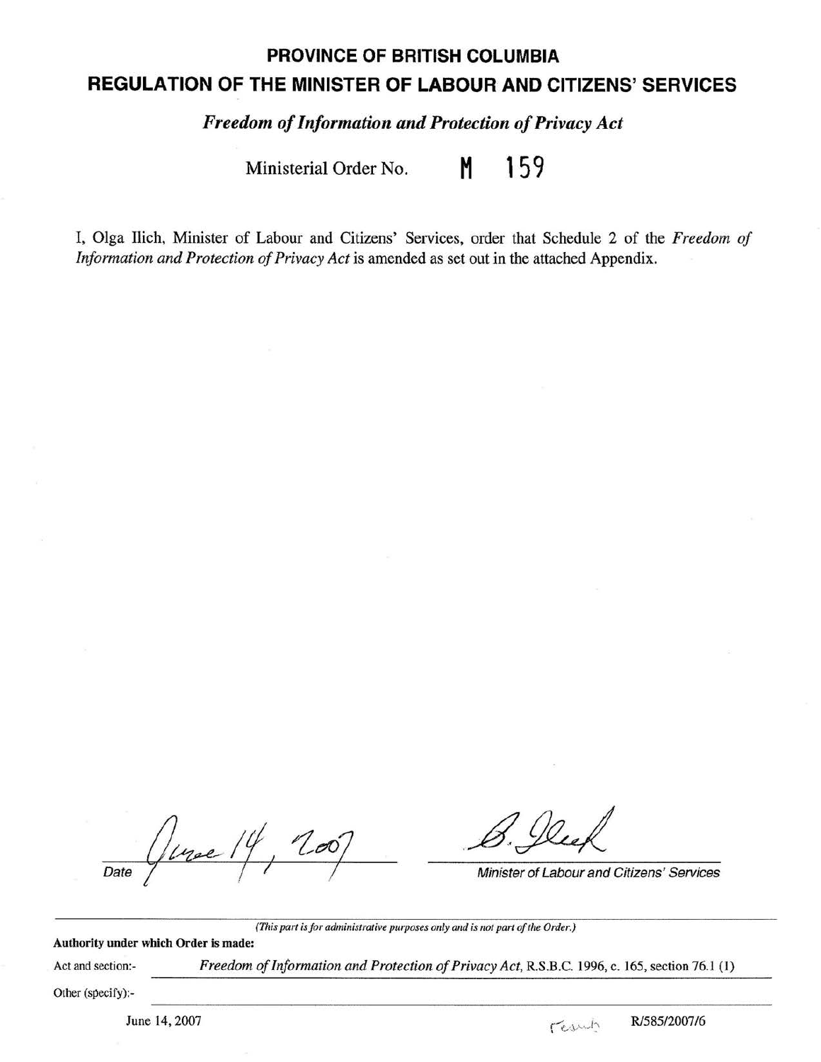# PROVINCE OF BRITISH COLUMBIA

## REGULATION OF THE MINISTER OF LABOUR AND CITIZENS' SERVICES

*Freedom of Information and Protection of Privacy Act*

Ministerial Order No. M 159

I, Olga Ilich, Minister of Labour and Citizens' Services, order that Schedule 2 of the *Freedom of Information and Protection of Privacy Act* is amended as set out in the attached Appendix.

June 14, 2007

Date

Minister of Labour and Citizens' Services

*(This part is for administrative purposes only and is not part of the Order.)*

**Authority under which Order is made:**

Act and section:- *Freedom of Information and Protection of Privacy Act*, R.S.B.C. 1996, c. 165, section 76.1 (1)

Other (specify):-

June 14, 2007

R/585/2007/6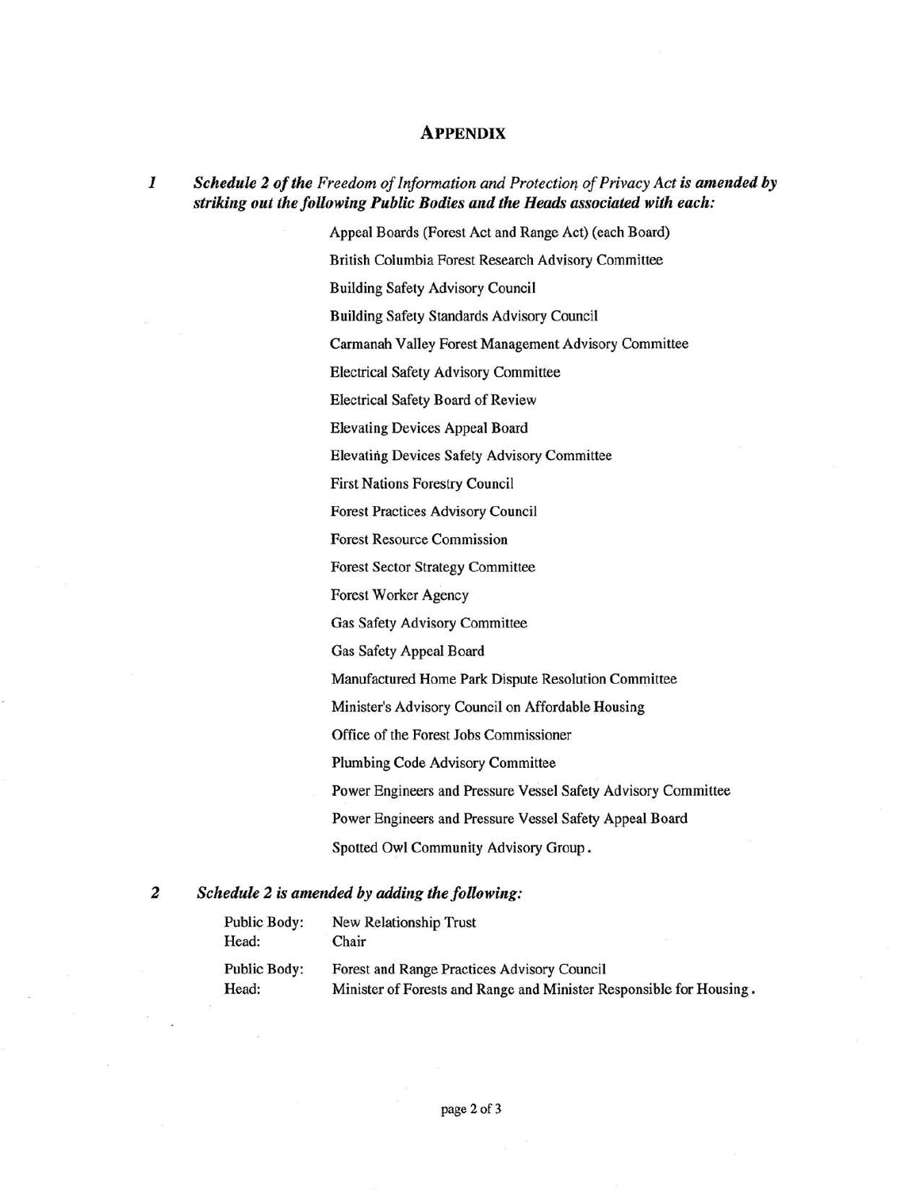## APPENDIX

**1** ***Schedule 2 of the** Freedom of Information and Protection of Privacy Act **is amended by striking out the following Public Bodies and the Heads associated with each:***

Appeal Boards (Forest Act and Range Act) (each Board)

British Columbia Forest Research Advisory Committee

Building Safety Advisory Council

Building Safety Standards Advisory Council

Carmanah Valley Forest Management Advisory Committee

Electrical Safety Advisory Committee

Electrical Safety Board of Review

Elevating Devices Appeal Board

Elevating Devices Safety Advisory Committee

First Nations Forestry Council

Forest Practices Advisory Council

Forest Resource Commission

Forest Sector Strategy Committee

Forest Worker Agency

Gas Safety Advisory Committee

Gas Safety Appeal Board

Manufactured Home Park Dispute Resolution Committee

Minister's Advisory Council on Affordable Housing

Office of the Forest Jobs Commissioner

Plumbing Code Advisory Committee

Power Engineers and Pressure Vessel Safety Advisory Committee

Power Engineers and Pressure Vessel Safety Appeal Board

Spotted Owl Community Advisory Group.

**2** ***Schedule 2 is amended by adding the following:***

Public Body: New Relationship Trust
Head: Chair

Public Body: Forest and Range Practices Advisory Council
Head: Minister of Forests and Range and Minister Responsible for Housing.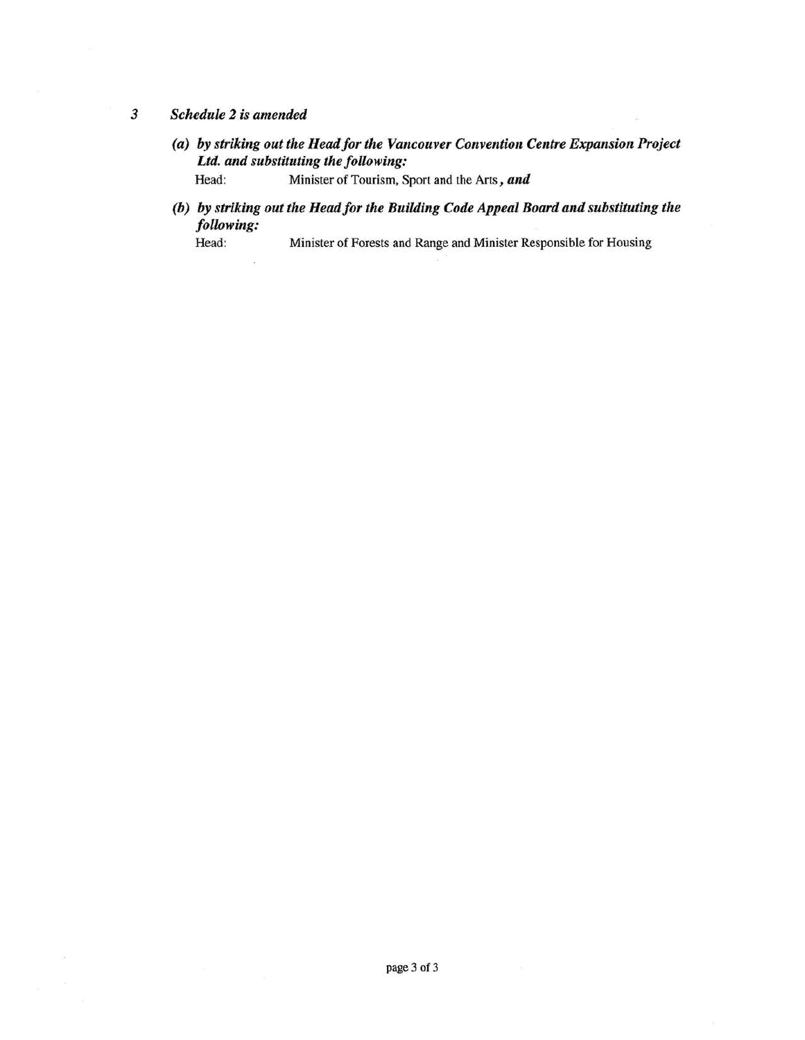3 *Schedule 2 is amended*

*(a) by striking out the Head for the Vancouver Convention Centre Expansion Project Ltd. and substituting the following:*

Head: Minister of Tourism, Sport and the Arts*, and*

*(b) by striking out the Head for the Building Code Appeal Board and substituting the following:*

Head: Minister of Forests and Range and Minister Responsible for Housing